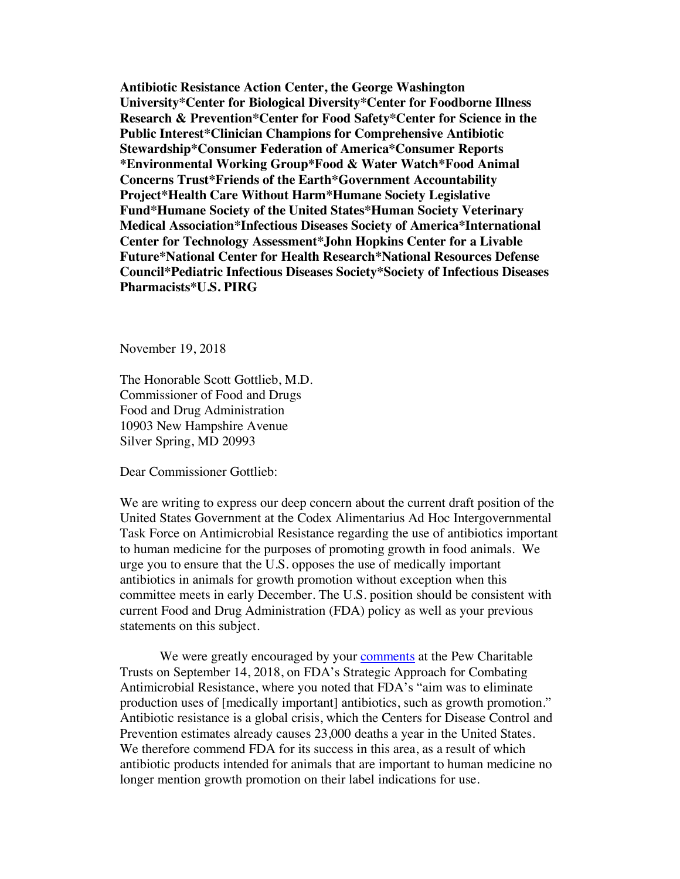**Antibiotic Resistance Action Center, the George Washington University*Center for Biological Diversity*Center for Foodborne Illness Research & Prevention*Center for Food Safety*Center for Science in the Public Interest*Clinician Champions for Comprehensive Antibiotic Stewardship*Consumer Federation of America*Consumer Reports *Environmental Working Group*Food & Water Watch*Food Animal Concerns Trust*Friends of the Earth*Government Accountability Project*Health Care Without Harm*Humane Society Legislative Fund*Humane Society of the United States*Human Society Veterinary Medical Association*Infectious Diseases Society of America*International Center for Technology Assessment*John Hopkins Center for a Livable Future*National Center for Health Research*National Resources Defense Council*Pediatric Infectious Diseases Society*Society of Infectious Diseases Pharmacists*U.S. PIRG**

November 19, 2018

The Honorable Scott Gottlieb, M.D.
Commissioner of Food and Drugs
Food and Drug Administration
10903 New Hampshire Avenue
Silver Spring, MD 20993

Dear Commissioner Gottlieb:

We are writing to express our deep concern about the current draft position of the United States Government at the Codex Alimentarius Ad Hoc Intergovernmental Task Force on Antimicrobial Resistance regarding the use of antibiotics important to human medicine for the purposes of promoting growth in food animals. We urge you to ensure that the U.S. opposes the use of medically important antibiotics in animals for growth promotion without exception when this committee meets in early December. The U.S. position should be consistent with current Food and Drug Administration (FDA) policy as well as your previous statements on this subject.

We were greatly encouraged by your comments at the Pew Charitable Trusts on September 14, 2018, on FDA's Strategic Approach for Combating Antimicrobial Resistance, where you noted that FDA's "aim was to eliminate production uses of [medically important] antibiotics, such as growth promotion." Antibiotic resistance is a global crisis, which the Centers for Disease Control and Prevention estimates already causes 23,000 deaths a year in the United States. We therefore commend FDA for its success in this area, as a result of which antibiotic products intended for animals that are important to human medicine no longer mention growth promotion on their label indications for use.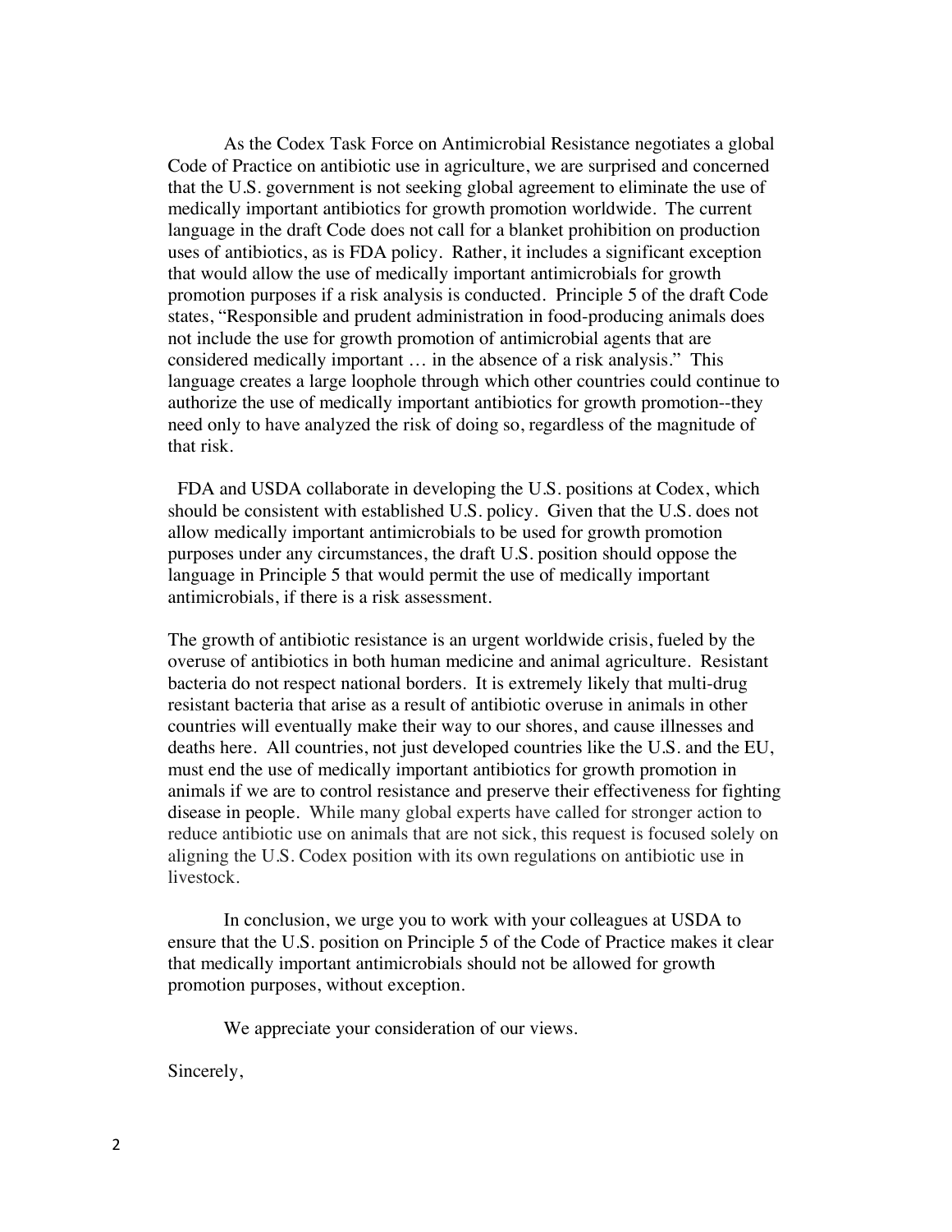As the Codex Task Force on Antimicrobial Resistance negotiates a global Code of Practice on antibiotic use in agriculture, we are surprised and concerned that the U.S. government is not seeking global agreement to eliminate the use of medically important antibiotics for growth promotion worldwide. The current language in the draft Code does not call for a blanket prohibition on production uses of antibiotics, as is FDA policy. Rather, it includes a significant exception that would allow the use of medically important antimicrobials for growth promotion purposes if a risk analysis is conducted. Principle 5 of the draft Code states, "Responsible and prudent administration in food-producing animals does not include the use for growth promotion of antimicrobial agents that are considered medically important … in the absence of a risk analysis." This language creates a large loophole through which other countries could continue to authorize the use of medically important antibiotics for growth promotion--they need only to have analyzed the risk of doing so, regardless of the magnitude of that risk.

FDA and USDA collaborate in developing the U.S. positions at Codex, which should be consistent with established U.S. policy. Given that the U.S. does not allow medically important antimicrobials to be used for growth promotion purposes under any circumstances, the draft U.S. position should oppose the language in Principle 5 that would permit the use of medically important antimicrobials, if there is a risk assessment.

The growth of antibiotic resistance is an urgent worldwide crisis, fueled by the overuse of antibiotics in both human medicine and animal agriculture. Resistant bacteria do not respect national borders. It is extremely likely that multi-drug resistant bacteria that arise as a result of antibiotic overuse in animals in other countries will eventually make their way to our shores, and cause illnesses and deaths here. All countries, not just developed countries like the U.S. and the EU, must end the use of medically important antibiotics for growth promotion in animals if we are to control resistance and preserve their effectiveness for fighting disease in people. While many global experts have called for stronger action to reduce antibiotic use on animals that are not sick, this request is focused solely on aligning the U.S. Codex position with its own regulations on antibiotic use in livestock.

In conclusion, we urge you to work with your colleagues at USDA to ensure that the U.S. position on Principle 5 of the Code of Practice makes it clear that medically important antimicrobials should not be allowed for growth promotion purposes, without exception.

We appreciate your consideration of our views.

Sincerely,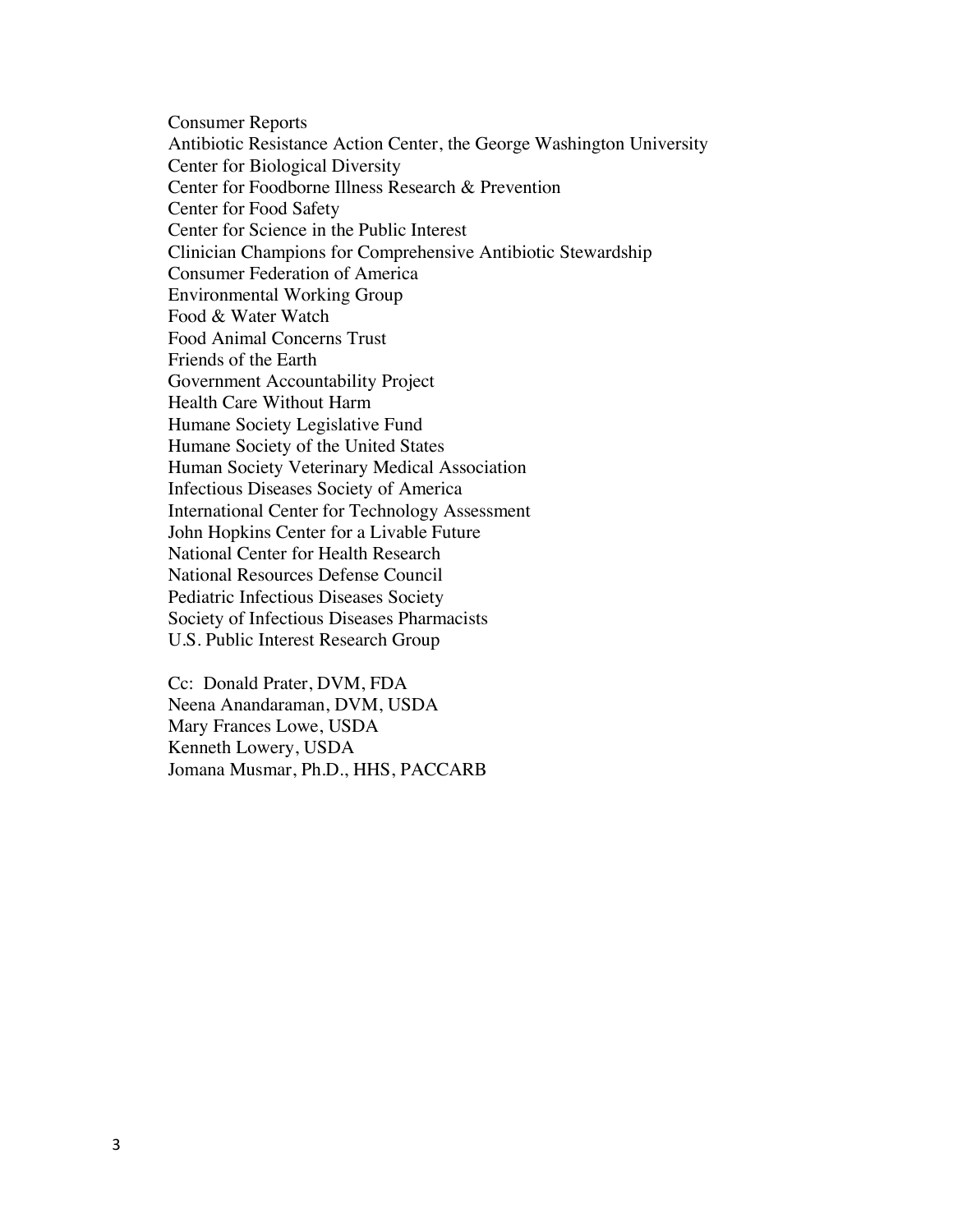Consumer Reports
Antibiotic Resistance Action Center, the George Washington University
Center for Biological Diversity
Center for Foodborne Illness Research & Prevention
Center for Food Safety
Center for Science in the Public Interest
Clinician Champions for Comprehensive Antibiotic Stewardship
Consumer Federation of America
Environmental Working Group
Food & Water Watch
Food Animal Concerns Trust
Friends of the Earth
Government Accountability Project
Health Care Without Harm
Humane Society Legislative Fund
Humane Society of the United States
Human Society Veterinary Medical Association
Infectious Diseases Society of America
International Center for Technology Assessment
John Hopkins Center for a Livable Future
National Center for Health Research
National Resources Defense Council
Pediatric Infectious Diseases Society
Society of Infectious Diseases Pharmacists
U.S. Public Interest Research Group

Cc: Donald Prater, DVM, FDA
Neena Anandaraman, DVM, USDA
Mary Frances Lowe, USDA
Kenneth Lowery, USDA
Jomana Musmar, Ph.D., HHS, PACCARB